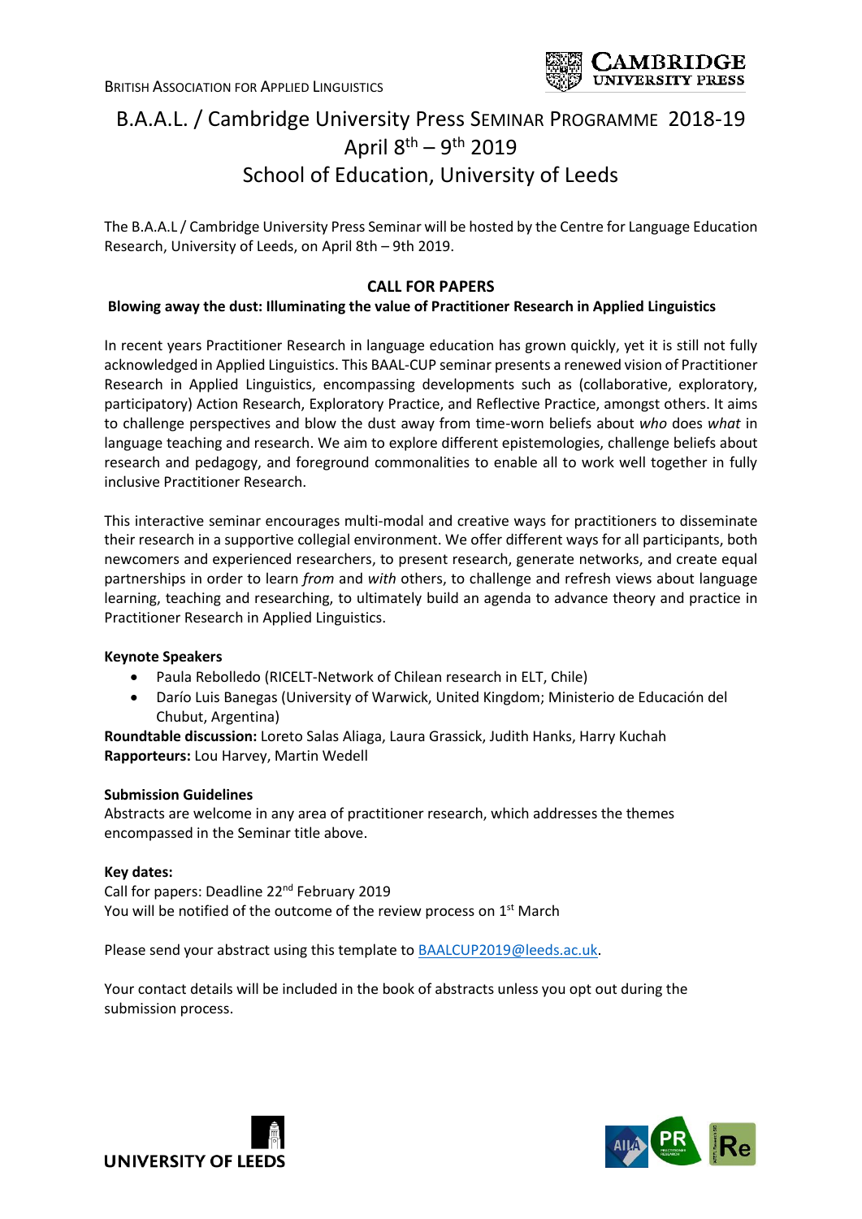BRITISH ASSOCIATION FOR APPLIED LINGUISTICS

# B.A.A.L. / Cambridge University Press SEMINAR PROGRAMME 2018-19
## April 8th – 9th 2019
## School of Education, University of Leeds

The B.A.A.L / Cambridge University Press Seminar will be hosted by the Centre for Language Education Research, University of Leeds, on April 8th – 9th 2019.

### CALL FOR PAPERS

**Blowing away the dust: Illuminating the value of Practitioner Research in Applied Linguistics**

In recent years Practitioner Research in language education has grown quickly, yet it is still not fully acknowledged in Applied Linguistics. This BAAL-CUP seminar presents a renewed vision of Practitioner Research in Applied Linguistics, encompassing developments such as (collaborative, exploratory, participatory) Action Research, Exploratory Practice, and Reflective Practice, amongst others. It aims to challenge perspectives and blow the dust away from time-worn beliefs about *who* does *what* in language teaching and research. We aim to explore different epistemologies, challenge beliefs about research and pedagogy, and foreground commonalities to enable all to work well together in fully inclusive Practitioner Research.

This interactive seminar encourages multi-modal and creative ways for practitioners to disseminate their research in a supportive collegial environment. We offer different ways for all participants, both newcomers and experienced researchers, to present research, generate networks, and create equal partnerships in order to learn *from* and *with* others, to challenge and refresh views about language learning, teaching and researching, to ultimately build an agenda to advance theory and practice in Practitioner Research in Applied Linguistics.

**Keynote Speakers**

- Paula Rebolledo (RICELT-Network of Chilean research in ELT, Chile)
- Darío Luis Banegas (University of Warwick, United Kingdom; Ministerio de Educación del Chubut, Argentina)

**Roundtable discussion:** Loreto Salas Aliaga, Laura Grassick, Judith Hanks, Harry Kuchah
**Rapporteurs:** Lou Harvey, Martin Wedell

**Submission Guidelines**

Abstracts are welcome in any area of practitioner research, which addresses the themes encompassed in the Seminar title above.

**Key dates:**

Call for papers: Deadline 22nd February 2019
You will be notified of the outcome of the review process on 1st March

Please send your abstract using this template to BAALCUP2019@leeds.ac.uk.

Your contact details will be included in the book of abstracts unless you opt out during the submission process.

UNIVERSITY OF LEEDS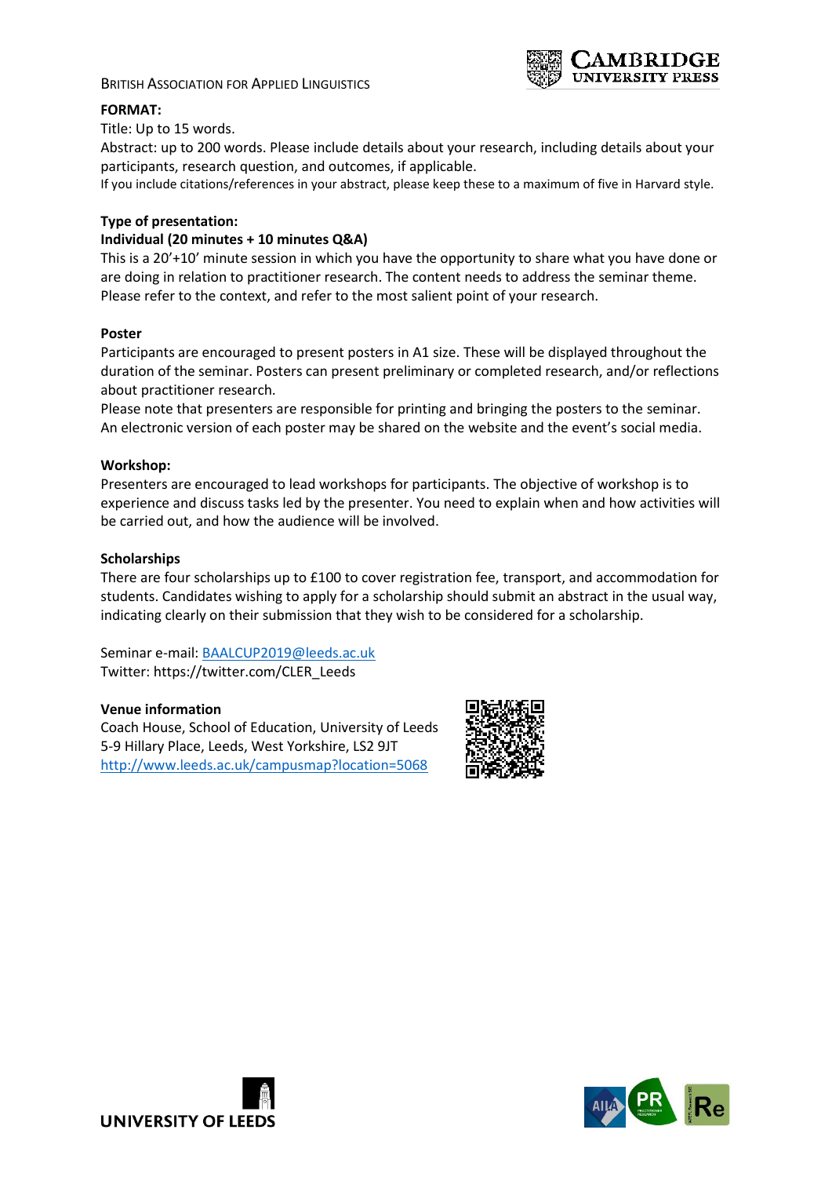**FORMAT:**

Title: Up to 15 words.

Abstract: up to 200 words. Please include details about your research, including details about your participants, research question, and outcomes, if applicable.

If you include citations/references in your abstract, please keep these to a maximum of five in Harvard style.

**Type of presentation:**

**Individual (20 minutes + 10 minutes Q&A)**

This is a 20'+10' minute session in which you have the opportunity to share what you have done or are doing in relation to practitioner research. The content needs to address the seminar theme. Please refer to the context, and refer to the most salient point of your research.

**Poster**

Participants are encouraged to present posters in A1 size. These will be displayed throughout the duration of the seminar. Posters can present preliminary or completed research, and/or reflections about practitioner research.

Please note that presenters are responsible for printing and bringing the posters to the seminar. An electronic version of each poster may be shared on the website and the event's social media.

**Workshop:**

Presenters are encouraged to lead workshops for participants. The objective of workshop is to experience and discuss tasks led by the presenter. You need to explain when and how activities will be carried out, and how the audience will be involved.

**Scholarships**

There are four scholarships up to £100 to cover registration fee, transport, and accommodation for students. Candidates wishing to apply for a scholarship should submit an abstract in the usual way, indicating clearly on their submission that they wish to be considered for a scholarship.

Seminar e-mail: BAALCUP2019@leeds.ac.uk

Twitter: https://twitter.com/CLER_Leeds

**Venue information**

Coach House, School of Education, University of Leeds

5-9 Hillary Place, Leeds, West Yorkshire, LS2 9JT

http://www.leeds.ac.uk/campusmap?location=5068